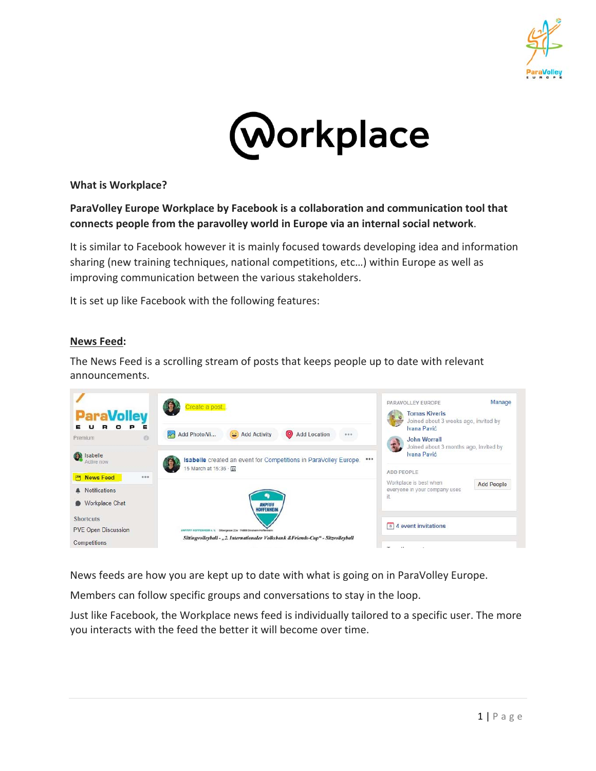# Workplace

**What is Workplace?**

**ParaVolley Europe Workplace by Facebook is a collaboration and communication tool that connects people from the paravolley world in Europe via an internal social network.**

It is similar to Facebook however it is mainly focused towards developing idea and information sharing (new training techniques, national competitions, etc…) within Europe as well as improving communication between the various stakeholders.

It is set up like Facebook with the following features:

## News Feed:

The News Feed is a scrolling stream of posts that keeps people up to date with relevant announcements.

News feeds are how you are kept up to date with what is going on in ParaVolley Europe.

Members can follow specific groups and conversations to stay in the loop.

Just like Facebook, the Workplace news feed is individually tailored to a specific user. The more you interacts with the feed the better it will become over time.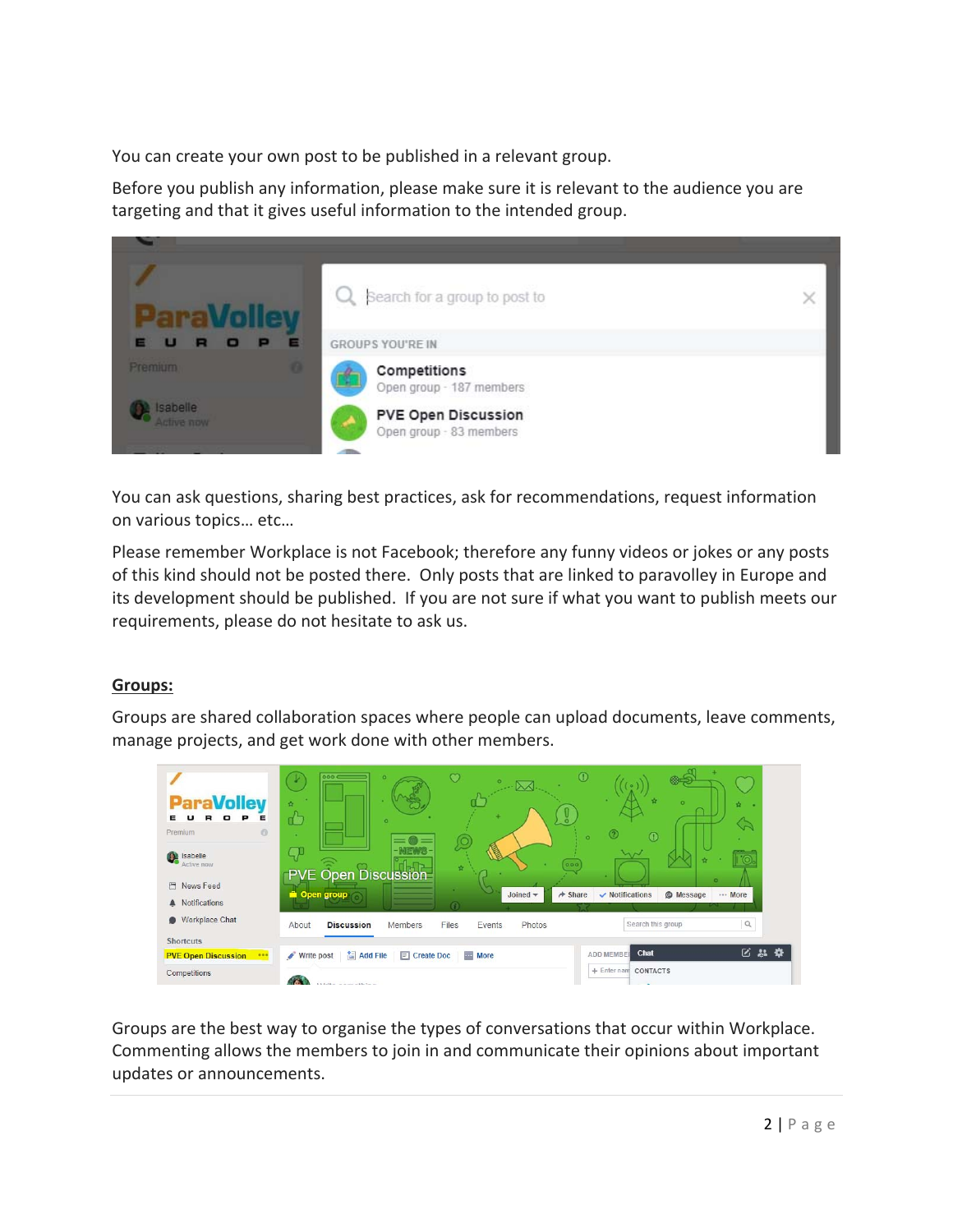You can create your own post to be published in a relevant group.

Before you publish any information, please make sure it is relevant to the audience you are targeting and that it gives useful information to the intended group.

You can ask questions, sharing best practices, ask for recommendations, request information on various topics… etc…

Please remember Workplace is not Facebook; therefore any funny videos or jokes or any posts of this kind should not be posted there. Only posts that are linked to paravolley in Europe and its development should be published. If you are not sure if what you want to publish meets our requirements, please do not hesitate to ask us.

## Groups:

Groups are shared collaboration spaces where people can upload documents, leave comments, manage projects, and get work done with other members.

Groups are the best way to organise the types of conversations that occur within Workplace. Commenting allows the members to join in and communicate their opinions about important updates or announcements.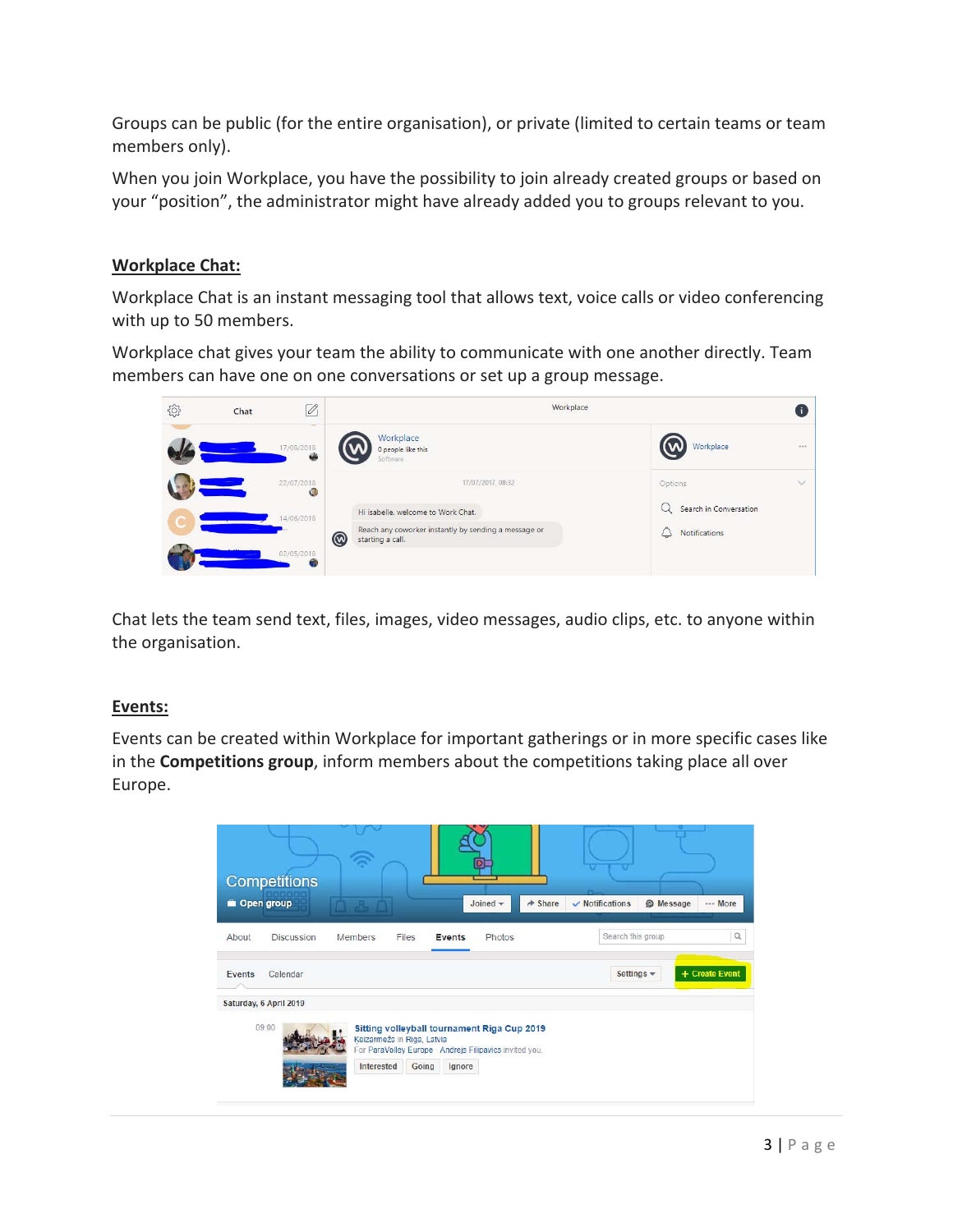Groups can be public (for the entire organisation), or private (limited to certain teams or team members only).

When you join Workplace, you have the possibility to join already created groups or based on your "position", the administrator might have already added you to groups relevant to you.

## Workplace Chat:

Workplace Chat is an instant messaging tool that allows text, voice calls or video conferencing with up to 50 members.

Workplace chat gives your team the ability to communicate with one another directly. Team members can have one on one conversations or set up a group message.

Chat lets the team send text, files, images, video messages, audio clips, etc. to anyone within the organisation.

## Events:

Events can be created within Workplace for important gatherings or in more specific cases like in the **Competitions group**, inform members about the competitions taking place all over Europe.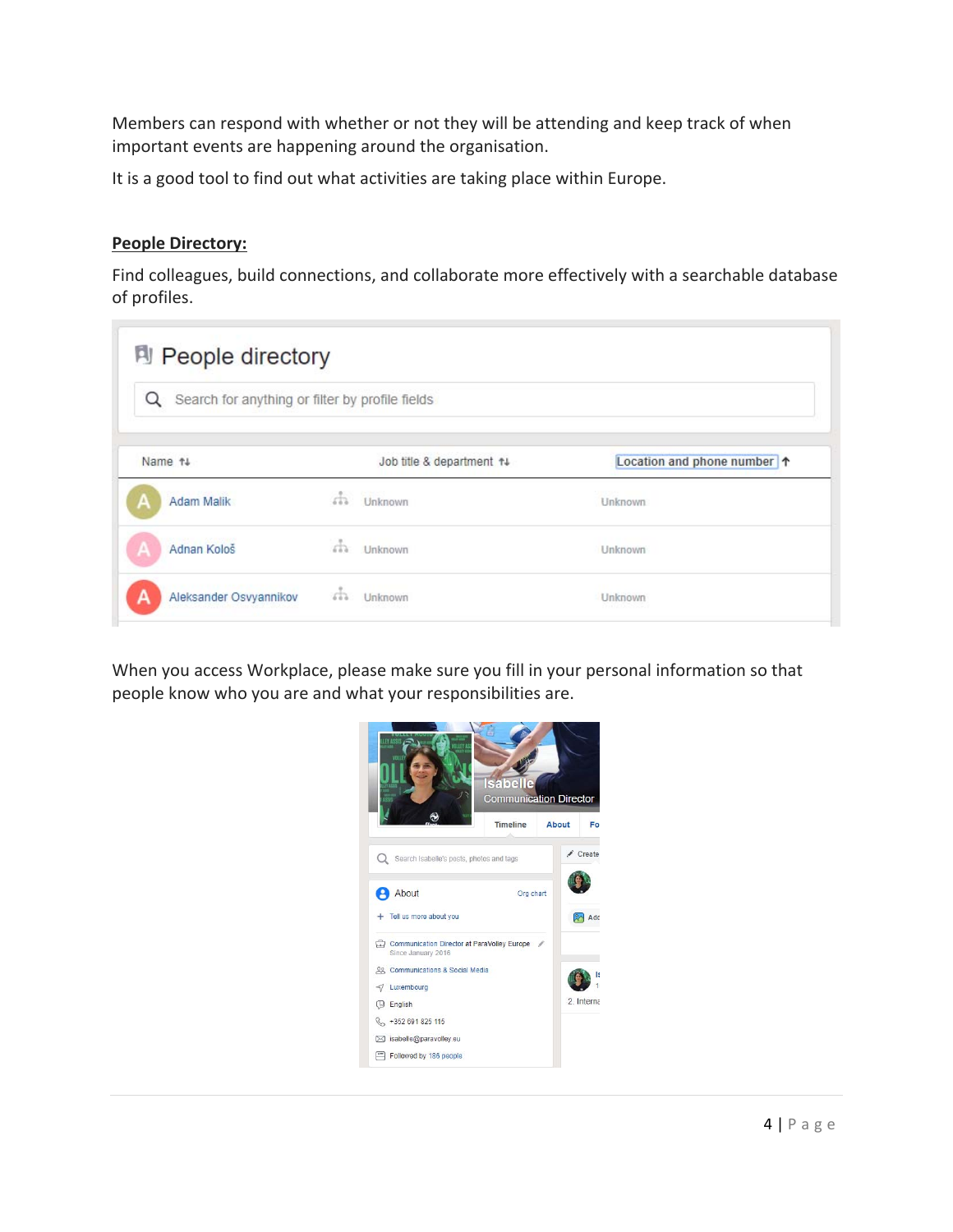Members can respond with whether or not they will be attending and keep track of when important events are happening around the organisation.

It is a good tool to find out what activities are taking place within Europe.

**People Directory:**

Find colleagues, build connections, and collaborate more effectively with a searchable database of profiles.

When you access Workplace, please make sure you fill in your personal information so that people know who you are and what your responsibilities are.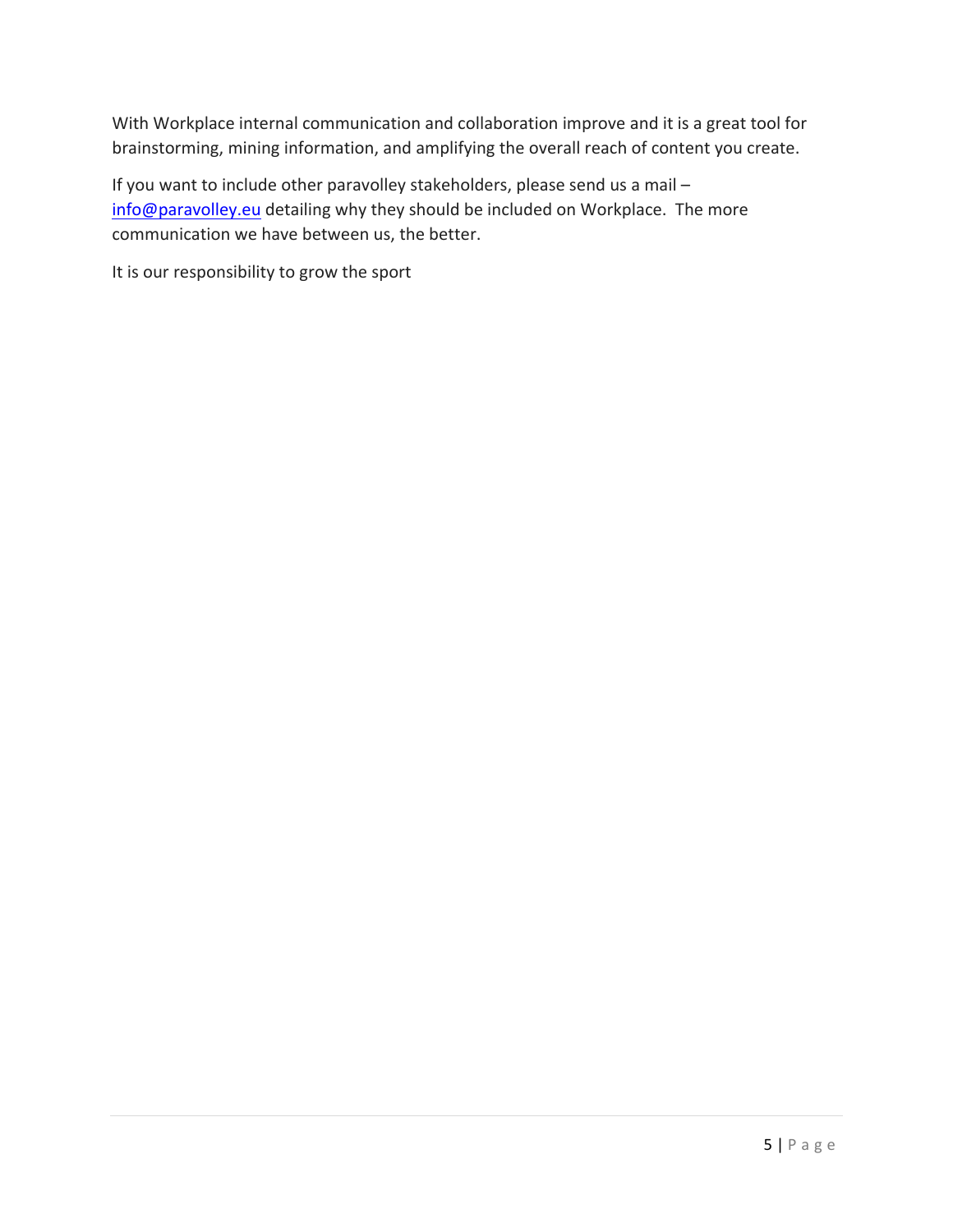With Workplace internal communication and collaboration improve and it is a great tool for brainstorming, mining information, and amplifying the overall reach of content you create.

If you want to include other paravolley stakeholders, please send us a mail – info@paravolley.eu detailing why they should be included on Workplace. The more communication we have between us, the better.

It is our responsibility to grow the sport